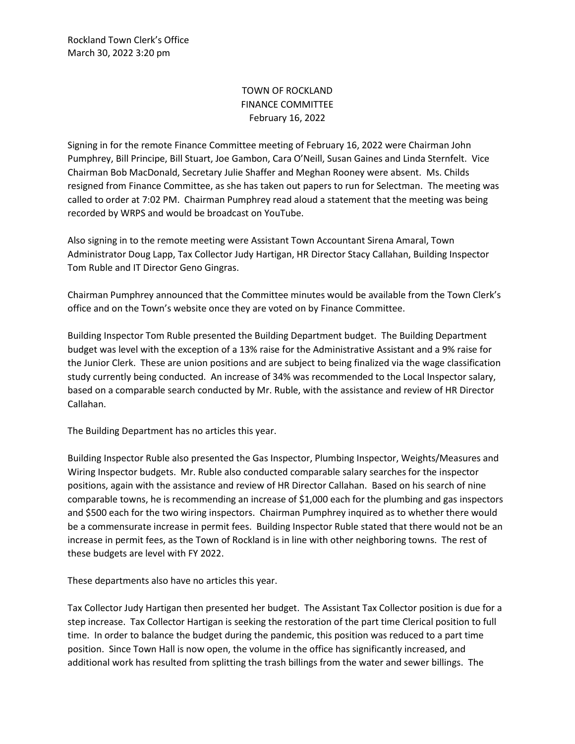Rockland Town Clerk's Office
March 30, 2022 3:20 pm

# TOWN OF ROCKLAND
## FINANCE COMMITTEE
### February 16, 2022

Signing in for the remote Finance Committee meeting of February 16, 2022 were Chairman John Pumphrey, Bill Principe, Bill Stuart, Joe Gambon, Cara O'Neill, Susan Gaines and Linda Sternfelt. Vice Chairman Bob MacDonald, Secretary Julie Shaffer and Meghan Rooney were absent. Ms. Childs resigned from Finance Committee, as she has taken out papers to run for Selectman. The meeting was called to order at 7:02 PM. Chairman Pumphrey read aloud a statement that the meeting was being recorded by WRPS and would be broadcast on YouTube.

Also signing in to the remote meeting were Assistant Town Accountant Sirena Amaral, Town Administrator Doug Lapp, Tax Collector Judy Hartigan, HR Director Stacy Callahan, Building Inspector Tom Ruble and IT Director Geno Gingras.

Chairman Pumphrey announced that the Committee minutes would be available from the Town Clerk's office and on the Town's website once they are voted on by Finance Committee.

Building Inspector Tom Ruble presented the Building Department budget. The Building Department budget was level with the exception of a 13% raise for the Administrative Assistant and a 9% raise for the Junior Clerk. These are union positions and are subject to being finalized via the wage classification study currently being conducted. An increase of 34% was recommended to the Local Inspector salary, based on a comparable search conducted by Mr. Ruble, with the assistance and review of HR Director Callahan.

The Building Department has no articles this year.

Building Inspector Ruble also presented the Gas Inspector, Plumbing Inspector, Weights/Measures and Wiring Inspector budgets. Mr. Ruble also conducted comparable salary searches for the inspector positions, again with the assistance and review of HR Director Callahan. Based on his search of nine comparable towns, he is recommending an increase of $1,000 each for the plumbing and gas inspectors and $500 each for the two wiring inspectors. Chairman Pumphrey inquired as to whether there would be a commensurate increase in permit fees. Building Inspector Ruble stated that there would not be an increase in permit fees, as the Town of Rockland is in line with other neighboring towns. The rest of these budgets are level with FY 2022.

These departments also have no articles this year.

Tax Collector Judy Hartigan then presented her budget. The Assistant Tax Collector position is due for a step increase. Tax Collector Hartigan is seeking the restoration of the part time Clerical position to full time. In order to balance the budget during the pandemic, this position was reduced to a part time position. Since Town Hall is now open, the volume in the office has significantly increased, and additional work has resulted from splitting the trash billings from the water and sewer billings. The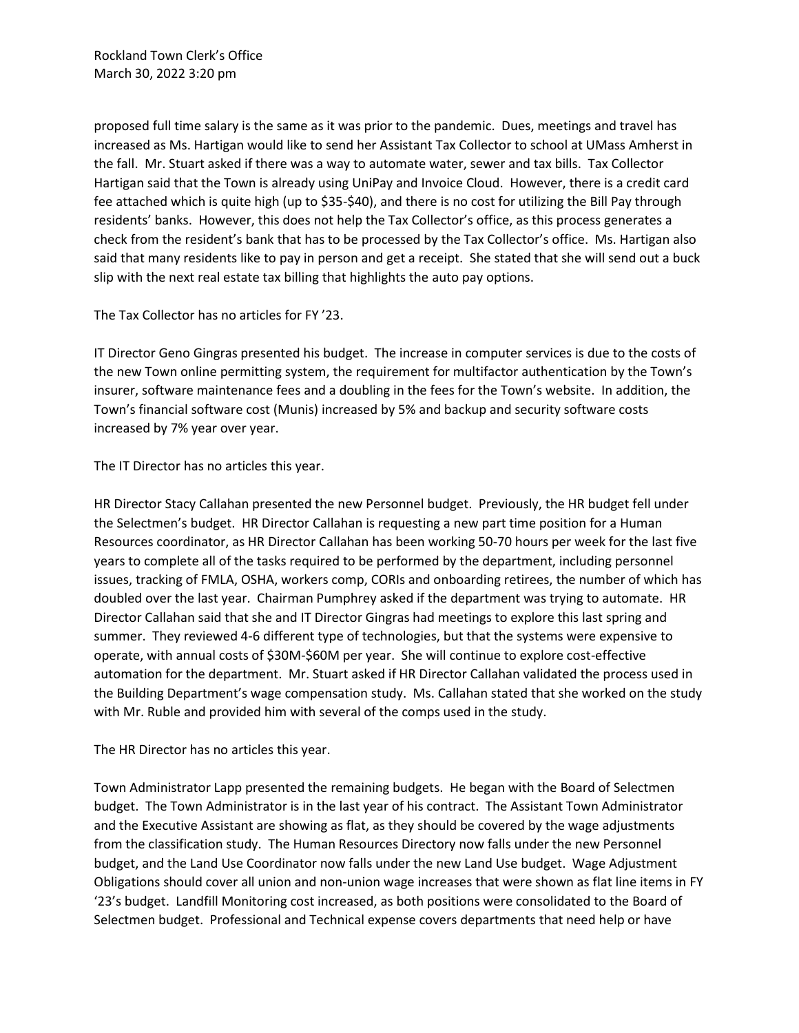proposed full time salary is the same as it was prior to the pandemic. Dues, meetings and travel has increased as Ms. Hartigan would like to send her Assistant Tax Collector to school at UMass Amherst in the fall. Mr. Stuart asked if there was a way to automate water, sewer and tax bills. Tax Collector Hartigan said that the Town is already using UniPay and Invoice Cloud. However, there is a credit card fee attached which is quite high (up to $35-$40), and there is no cost for utilizing the Bill Pay through residents' banks. However, this does not help the Tax Collector's office, as this process generates a check from the resident's bank that has to be processed by the Tax Collector's office. Ms. Hartigan also said that many residents like to pay in person and get a receipt. She stated that she will send out a buck slip with the next real estate tax billing that highlights the auto pay options.

The Tax Collector has no articles for FY '23.

IT Director Geno Gingras presented his budget. The increase in computer services is due to the costs of the new Town online permitting system, the requirement for multifactor authentication by the Town's insurer, software maintenance fees and a doubling in the fees for the Town's website. In addition, the Town's financial software cost (Munis) increased by 5% and backup and security software costs increased by 7% year over year.

The IT Director has no articles this year.

HR Director Stacy Callahan presented the new Personnel budget. Previously, the HR budget fell under the Selectmen's budget. HR Director Callahan is requesting a new part time position for a Human Resources coordinator, as HR Director Callahan has been working 50-70 hours per week for the last five years to complete all of the tasks required to be performed by the department, including personnel issues, tracking of FMLA, OSHA, workers comp, CORIs and onboarding retirees, the number of which has doubled over the last year. Chairman Pumphrey asked if the department was trying to automate. HR Director Callahan said that she and IT Director Gingras had meetings to explore this last spring and summer. They reviewed 4-6 different type of technologies, but that the systems were expensive to operate, with annual costs of $30M-$60M per year. She will continue to explore cost-effective automation for the department. Mr. Stuart asked if HR Director Callahan validated the process used in the Building Department's wage compensation study. Ms. Callahan stated that she worked on the study with Mr. Ruble and provided him with several of the comps used in the study.

The HR Director has no articles this year.

Town Administrator Lapp presented the remaining budgets. He began with the Board of Selectmen budget. The Town Administrator is in the last year of his contract. The Assistant Town Administrator and the Executive Assistant are showing as flat, as they should be covered by the wage adjustments from the classification study. The Human Resources Directory now falls under the new Personnel budget, and the Land Use Coordinator now falls under the new Land Use budget. Wage Adjustment Obligations should cover all union and non-union wage increases that were shown as flat line items in FY '23's budget. Landfill Monitoring cost increased, as both positions were consolidated to the Board of Selectmen budget. Professional and Technical expense covers departments that need help or have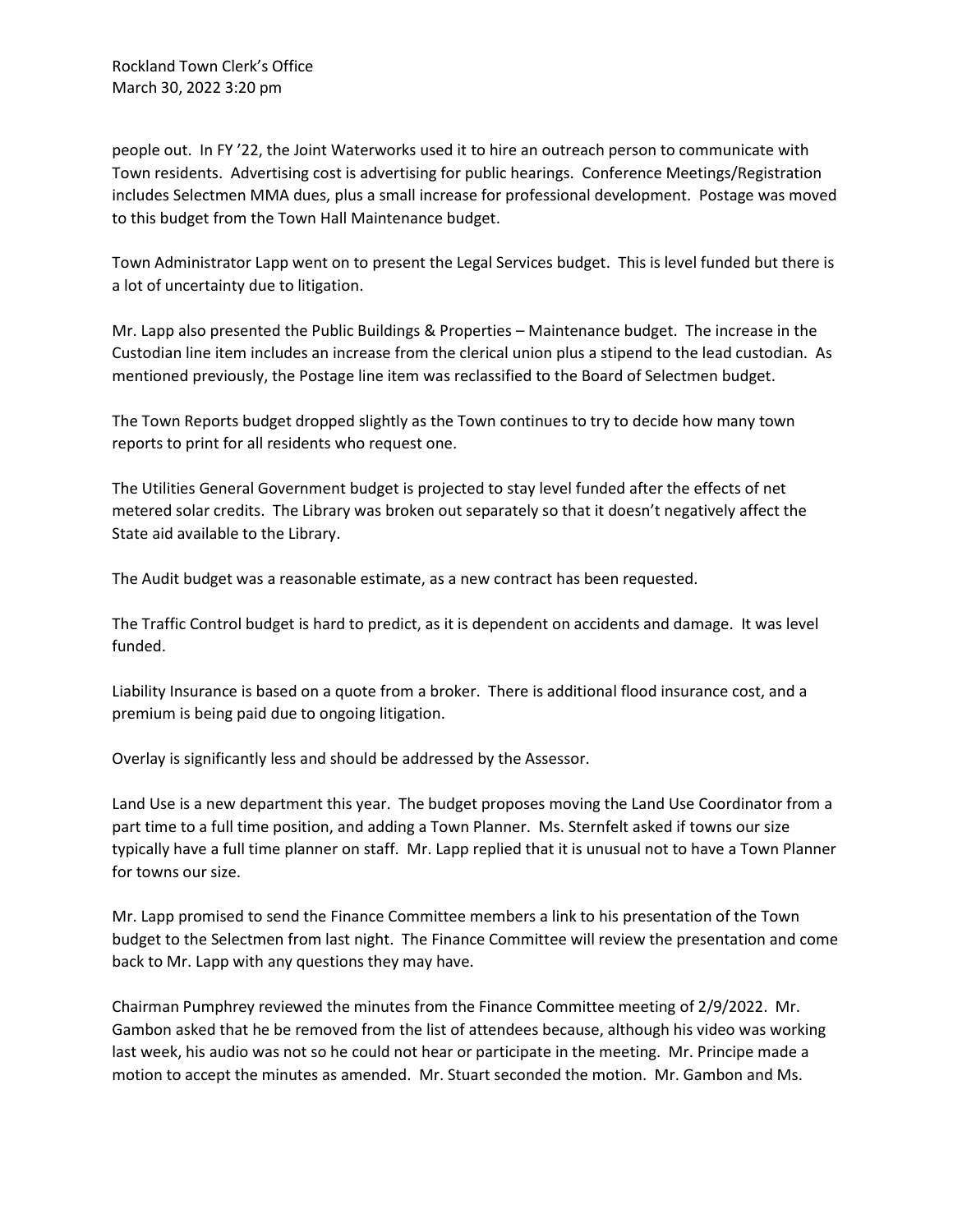people out. In FY '22, the Joint Waterworks used it to hire an outreach person to communicate with Town residents. Advertising cost is advertising for public hearings. Conference Meetings/Registration includes Selectmen MMA dues, plus a small increase for professional development. Postage was moved to this budget from the Town Hall Maintenance budget.

Town Administrator Lapp went on to present the Legal Services budget. This is level funded but there is a lot of uncertainty due to litigation.

Mr. Lapp also presented the Public Buildings & Properties – Maintenance budget. The increase in the Custodian line item includes an increase from the clerical union plus a stipend to the lead custodian. As mentioned previously, the Postage line item was reclassified to the Board of Selectmen budget.

The Town Reports budget dropped slightly as the Town continues to try to decide how many town reports to print for all residents who request one.

The Utilities General Government budget is projected to stay level funded after the effects of net metered solar credits. The Library was broken out separately so that it doesn't negatively affect the State aid available to the Library.

The Audit budget was a reasonable estimate, as a new contract has been requested.

The Traffic Control budget is hard to predict, as it is dependent on accidents and damage. It was level funded.

Liability Insurance is based on a quote from a broker. There is additional flood insurance cost, and a premium is being paid due to ongoing litigation.

Overlay is significantly less and should be addressed by the Assessor.

Land Use is a new department this year. The budget proposes moving the Land Use Coordinator from a part time to a full time position, and adding a Town Planner. Ms. Sternfelt asked if towns our size typically have a full time planner on staff. Mr. Lapp replied that it is unusual not to have a Town Planner for towns our size.

Mr. Lapp promised to send the Finance Committee members a link to his presentation of the Town budget to the Selectmen from last night. The Finance Committee will review the presentation and come back to Mr. Lapp with any questions they may have.

Chairman Pumphrey reviewed the minutes from the Finance Committee meeting of 2/9/2022. Mr. Gambon asked that he be removed from the list of attendees because, although his video was working last week, his audio was not so he could not hear or participate in the meeting. Mr. Principe made a motion to accept the minutes as amended. Mr. Stuart seconded the motion. Mr. Gambon and Ms.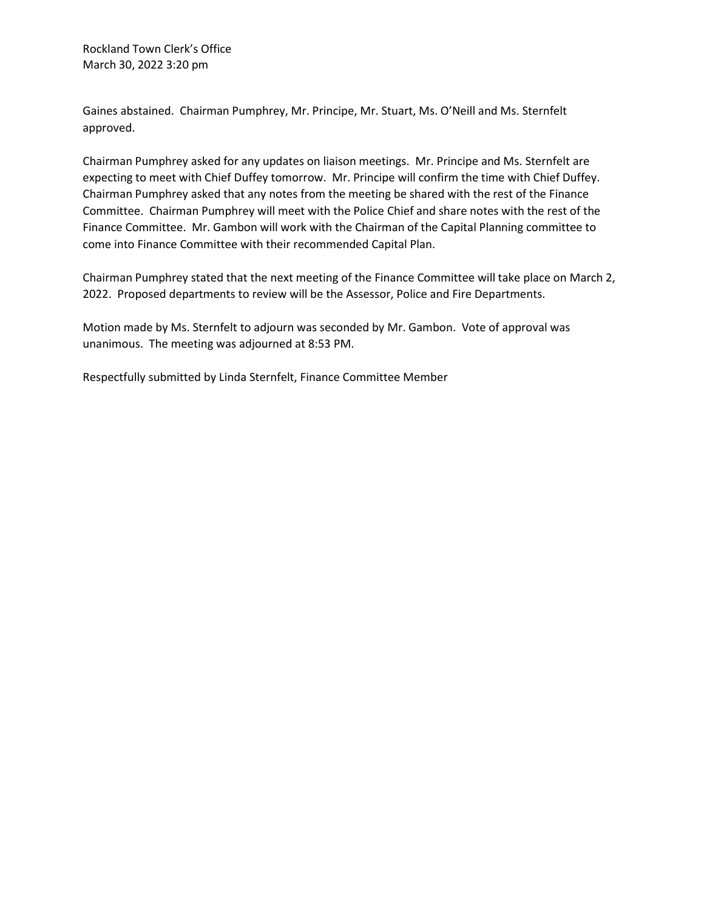Gaines abstained. Chairman Pumphrey, Mr. Principe, Mr. Stuart, Ms. O'Neill and Ms. Sternfelt approved.

Chairman Pumphrey asked for any updates on liaison meetings. Mr. Principe and Ms. Sternfelt are expecting to meet with Chief Duffey tomorrow. Mr. Principe will confirm the time with Chief Duffey. Chairman Pumphrey asked that any notes from the meeting be shared with the rest of the Finance Committee. Chairman Pumphrey will meet with the Police Chief and share notes with the rest of the Finance Committee. Mr. Gambon will work with the Chairman of the Capital Planning committee to come into Finance Committee with their recommended Capital Plan.

Chairman Pumphrey stated that the next meeting of the Finance Committee will take place on March 2, 2022. Proposed departments to review will be the Assessor, Police and Fire Departments.

Motion made by Ms. Sternfelt to adjourn was seconded by Mr. Gambon. Vote of approval was unanimous. The meeting was adjourned at 8:53 PM.

Respectfully submitted by Linda Sternfelt, Finance Committee Member